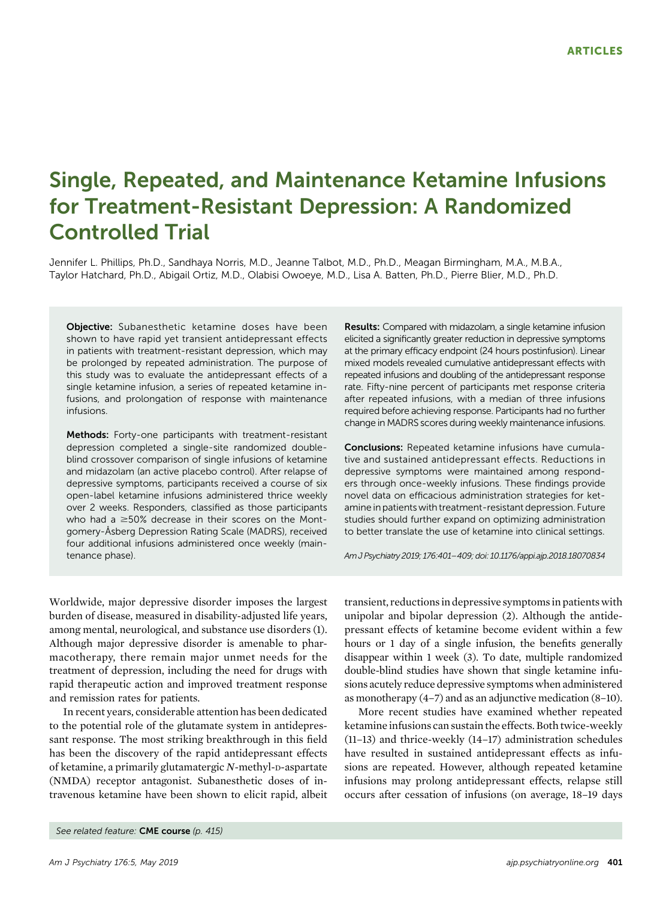ARTICLES

# Single, Repeated, and Maintenance Ketamine Infusions for Treatment-Resistant Depression: A Randomized Controlled Trial

Jennifer L. Phillips, Ph.D., Sandhaya Norris, M.D., Jeanne Talbot, M.D., Ph.D., Meagan Birmingham, M.A., M.B.A., Taylor Hatchard, Ph.D., Abigail Ortiz, M.D., Olabisi Owoeye, M.D., Lisa A. Batten, Ph.D., Pierre Blier, M.D., Ph.D.

**Objective:** Subanesthetic ketamine doses have been shown to have rapid yet transient antidepressant effects in patients with treatment-resistant depression, which may be prolonged by repeated administration. The purpose of this study was to evaluate the antidepressant effects of a single ketamine infusion, a series of repeated ketamine infusions, and prolongation of response with maintenance infusions.

**Methods:** Forty-one participants with treatment-resistant depression completed a single-site randomized double-blind crossover comparison of single infusions of ketamine and midazolam (an active placebo control). After relapse of depressive symptoms, participants received a course of six open-label ketamine infusions administered thrice weekly over 2 weeks. Responders, classified as those participants who had a ≥50% decrease in their scores on the Montgomery-Åsberg Depression Rating Scale (MADRS), received four additional infusions administered once weekly (maintenance phase).

**Results:** Compared with midazolam, a single ketamine infusion elicited a significantly greater reduction in depressive symptoms at the primary efficacy endpoint (24 hours postinfusion). Linear mixed models revealed cumulative antidepressant effects with repeated infusions and doubling of the antidepressant response rate. Fifty-nine percent of participants met response criteria after repeated infusions, with a median of three infusions required before achieving response. Participants had no further change in MADRS scores during weekly maintenance infusions.

**Conclusions:** Repeated ketamine infusions have cumulative and sustained antidepressant effects. Reductions in depressive symptoms were maintained among responders through once-weekly infusions. These findings provide novel data on efficacious administration strategies for ketamine in patients with treatment-resistant depression. Future studies should further expand on optimizing administration to better translate the use of ketamine into clinical settings.

*Am J Psychiatry 2019; 176:401–409; doi: 10.1176/appi.ajp.2018.18070834*

Worldwide, major depressive disorder imposes the largest burden of disease, measured in disability-adjusted life years, among mental, neurological, and substance use disorders (1). Although major depressive disorder is amenable to pharmacotherapy, there remain major unmet needs for the treatment of depression, including the need for drugs with rapid therapeutic action and improved treatment response and remission rates for patients.

In recent years, considerable attention has been dedicated to the potential role of the glutamate system in antidepressant response. The most striking breakthrough in this field has been the discovery of the rapid antidepressant effects of ketamine, a primarily glutamatergic *N*-methyl-D-aspartate (NMDA) receptor antagonist. Subanesthetic doses of intravenous ketamine have been shown to elicit rapid, albeit transient, reductions in depressive symptoms in patients with unipolar and bipolar depression (2). Although the antidepressant effects of ketamine become evident within a few hours or 1 day of a single infusion, the benefits generally disappear within 1 week (3). To date, multiple randomized double-blind studies have shown that single ketamine infusions acutely reduce depressive symptoms when administered as monotherapy (4–7) and as an adjunctive medication (8–10).

More recent studies have examined whether repeated ketamine infusions can sustain the effects. Both twice-weekly (11–13) and thrice-weekly (14–17) administration schedules have resulted in sustained antidepressant effects as infusions are repeated. However, although repeated ketamine infusions may prolong antidepressant effects, relapse still occurs after cessation of infusions (on average, 18–19 days

*See related feature:* **CME course** *(p. 415)*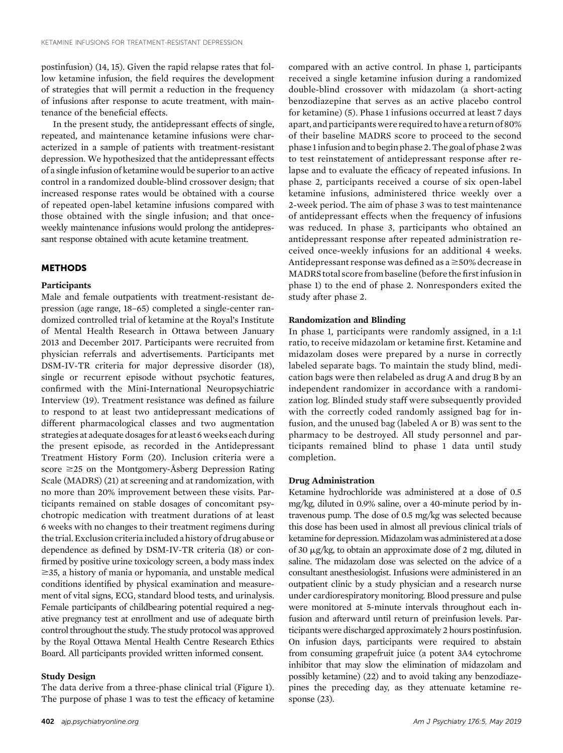postinfusion) (14, 15). Given the rapid relapse rates that follow ketamine infusion, the field requires the development of strategies that will permit a reduction in the frequency of infusions after response to acute treatment, with maintenance of the beneficial effects.

In the present study, the antidepressant effects of single, repeated, and maintenance ketamine infusions were characterized in a sample of patients with treatment-resistant depression. We hypothesized that the antidepressant effects of a single infusion of ketamine would be superior to an active control in a randomized double-blind crossover design; that increased response rates would be obtained with a course of repeated open-label ketamine infusions compared with those obtained with the single infusion; and that once-weekly maintenance infusions would prolong the antidepressant response obtained with acute ketamine treatment.

## METHODS

### Participants

Male and female outpatients with treatment-resistant depression (age range, 18–65) completed a single-center randomized controlled trial of ketamine at the Royal's Institute of Mental Health Research in Ottawa between January 2013 and December 2017. Participants were recruited from physician referrals and advertisements. Participants met DSM-IV-TR criteria for major depressive disorder (18), single or recurrent episode without psychotic features, confirmed with the Mini-International Neuropsychiatric Interview (19). Treatment resistance was defined as failure to respond to at least two antidepressant medications of different pharmacological classes and two augmentation strategies at adequate dosages for at least 6 weeks each during the present episode, as recorded in the Antidepressant Treatment History Form (20). Inclusion criteria were a score ≥25 on the Montgomery-Åsberg Depression Rating Scale (MADRS) (21) at screening and at randomization, with no more than 20% improvement between these visits. Participants remained on stable dosages of concomitant psychotropic medication with treatment durations of at least 6 weeks with no changes to their treatment regimens during the trial. Exclusion criteria included a history of drug abuse or dependence as defined by DSM-IV-TR criteria (18) or confirmed by positive urine toxicology screen, a body mass index ≥35, a history of mania or hypomania, and unstable medical conditions identified by physical examination and measurement of vital signs, ECG, standard blood tests, and urinalysis. Female participants of childbearing potential required a negative pregnancy test at enrollment and use of adequate birth control throughout the study. The study protocol was approved by the Royal Ottawa Mental Health Centre Research Ethics Board. All participants provided written informed consent.

### Study Design

The data derive from a three-phase clinical trial (Figure 1). The purpose of phase 1 was to test the efficacy of ketamine compared with an active control. In phase 1, participants received a single ketamine infusion during a randomized double-blind crossover with midazolam (a short-acting benzodiazepine that serves as an active placebo control for ketamine) (5). Phase 1 infusions occurred at least 7 days apart, and participants were required to have a return of 80% of their baseline MADRS score to proceed to the second phase 1 infusion and to begin phase 2. The goal of phase 2 was to test reinstatement of antidepressant response after relapse and to evaluate the efficacy of repeated infusions. In phase 2, participants received a course of six open-label ketamine infusions, administered thrice weekly over a 2-week period. The aim of phase 3 was to test maintenance of antidepressant effects when the frequency of infusions was reduced. In phase 3, participants who obtained an antidepressant response after repeated administration received once-weekly infusions for an additional 4 weeks. Antidepressant response was defined as a ≥50% decrease in MADRS total score from baseline (before the first infusion in phase 1) to the end of phase 2. Nonresponders exited the study after phase 2.

### Randomization and Blinding

In phase 1, participants were randomly assigned, in a 1:1 ratio, to receive midazolam or ketamine first. Ketamine and midazolam doses were prepared by a nurse in correctly labeled separate bags. To maintain the study blind, medication bags were then relabeled as drug A and drug B by an independent randomizer in accordance with a randomization log. Blinded study staff were subsequently provided with the correctly coded randomly assigned bag for infusion, and the unused bag (labeled A or B) was sent to the pharmacy to be destroyed. All study personnel and participants remained blind to phase 1 data until study completion.

### Drug Administration

Ketamine hydrochloride was administered at a dose of 0.5 mg/kg, diluted in 0.9% saline, over a 40-minute period by intravenous pump. The dose of 0.5 mg/kg was selected because this dose has been used in almost all previous clinical trials of ketamine for depression. Midazolam was administered at a dose of 30 μg/kg, to obtain an approximate dose of 2 mg, diluted in saline. The midazolam dose was selected on the advice of a consultant anesthesiologist. Infusions were administered in an outpatient clinic by a study physician and a research nurse under cardiorespiratory monitoring. Blood pressure and pulse were monitored at 5-minute intervals throughout each infusion and afterward until return of preinfusion levels. Participants were discharged approximately 2 hours postinfusion. On infusion days, participants were required to abstain from consuming grapefruit juice (a potent 3A4 cytochrome inhibitor that may slow the elimination of midazolam and possibly ketamine) (22) and to avoid taking any benzodiazepines the preceding day, as they attenuate ketamine response (23).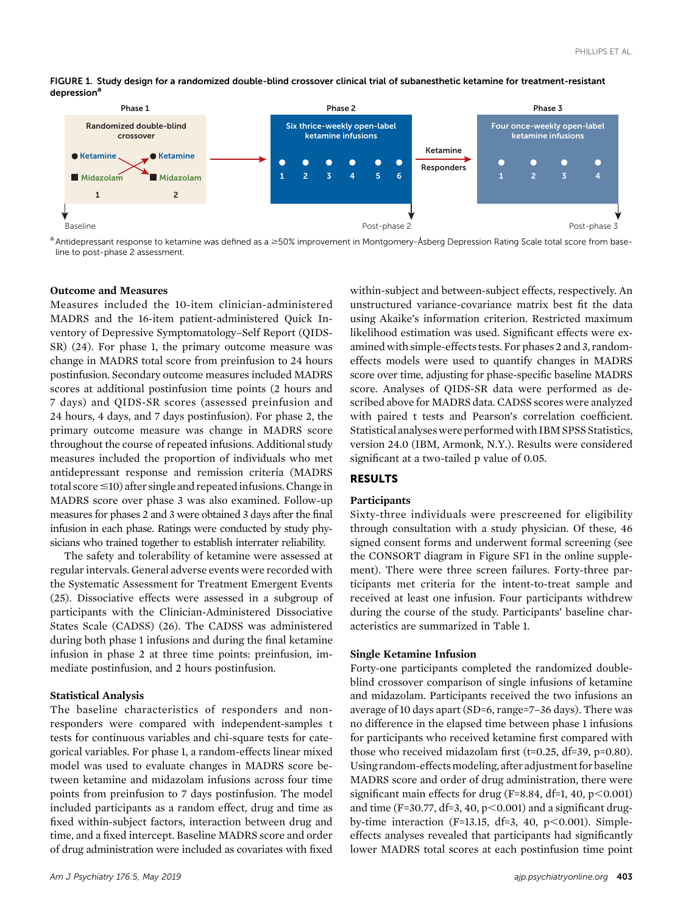FIGURE 1. Study design for a randomized double-blind crossover clinical trial of subanesthetic ketamine for treatment-resistant depression[a]

Phase 1: Randomized double-blind crossover — Ketamine / Midazolam (1), Ketamine / Midazolam (2)

Phase 2: Six thrice-weekly open-label ketamine infusions (1, 2, 3, 4, 5, 6)

Ketamine Responders

Phase 3: Four once-weekly open-label ketamine infusions (1, 2, 3, 4)

Baseline — Post-phase 2 — Post-phase 3

[a] Antidepressant response to ketamine was defined as a ≥50% improvement in Montgomery-Åsberg Depression Rating Scale total score from baseline to post-phase 2 assessment.

### Outcome and Measures

Measures included the 10-item clinician-administered MADRS and the 16-item patient-administered Quick Inventory of Depressive Symptomatology–Self Report (QIDS-SR) (24). For phase 1, the primary outcome measure was change in MADRS total score from preinfusion to 24 hours postinfusion. Secondary outcome measures included MADRS scores at additional postinfusion time points (2 hours and 7 days) and QIDS-SR scores (assessed preinfusion and 24 hours, 4 days, and 7 days postinfusion). For phase 2, the primary outcome measure was change in MADRS score throughout the course of repeated infusions. Additional study measures included the proportion of individuals who met antidepressant response and remission criteria (MADRS total score ≤10) after single and repeated infusions. Change in MADRS score over phase 3 was also examined. Follow-up measures for phases 2 and 3 were obtained 3 days after the final infusion in each phase. Ratings were conducted by study physicians who trained together to establish interrater reliability.

The safety and tolerability of ketamine were assessed at regular intervals. General adverse events were recorded with the Systematic Assessment for Treatment Emergent Events (25). Dissociative effects were assessed in a subgroup of participants with the Clinician-Administered Dissociative States Scale (CADSS) (26). The CADSS was administered during both phase 1 infusions and during the final ketamine infusion in phase 2 at three time points: preinfusion, immediate postinfusion, and 2 hours postinfusion.

### Statistical Analysis

The baseline characteristics of responders and nonresponders were compared with independent-samples t tests for continuous variables and chi-square tests for categorical variables. For phase 1, a random-effects linear mixed model was used to evaluate changes in MADRS score between ketamine and midazolam infusions across four time points from preinfusion to 7 days postinfusion. The model included participants as a random effect, drug and time as fixed within-subject factors, interaction between drug and time, and a fixed intercept. Baseline MADRS score and order of drug administration were included as covariates with fixed within-subject and between-subject effects, respectively. An unstructured variance-covariance matrix best fit the data using Akaike's information criterion. Restricted maximum likelihood estimation was used. Significant effects were examined with simple-effects tests. For phases 2 and 3, random-effects models were used to quantify changes in MADRS score over time, adjusting for phase-specific baseline MADRS score. Analyses of QIDS-SR data were performed as described above for MADRS data. CADSS scores were analyzed with paired t tests and Pearson's correlation coefficient. Statistical analyses were performed with IBM SPSS Statistics, version 24.0 (IBM, Armonk, N.Y.). Results were considered significant at a two-tailed p value of 0.05.

## RESULTS

### Participants

Sixty-three individuals were prescreened for eligibility through consultation with a study physician. Of these, 46 signed consent forms and underwent formal screening (see the CONSORT diagram in Figure SF1 in the online supplement). There were three screen failures. Forty-three participants met criteria for the intent-to-treat sample and received at least one infusion. Four participants withdrew during the course of the study. Participants' baseline characteristics are summarized in Table 1.

### Single Ketamine Infusion

Forty-one participants completed the randomized double-blind crossover comparison of single infusions of ketamine and midazolam. Participants received the two infusions an average of 10 days apart (SD=6, range=7–36 days). There was no difference in the elapsed time between phase 1 infusions for participants who received ketamine first compared with those who received midazolam first (t=0.25, df=39, p=0.80). Using random-effects modeling, after adjustment for baseline MADRS score and order of drug administration, there were significant main effects for drug (F=8.84, df=1, 40, $p<0.001$) and time (F=30.77, df=3, 40, $p<0.001$) and a significant drug-by-time interaction (F=13.15, df=3, 40, $p<0.001$). Simple-effects analyses revealed that participants had significantly lower MADRS total scores at each postinfusion time point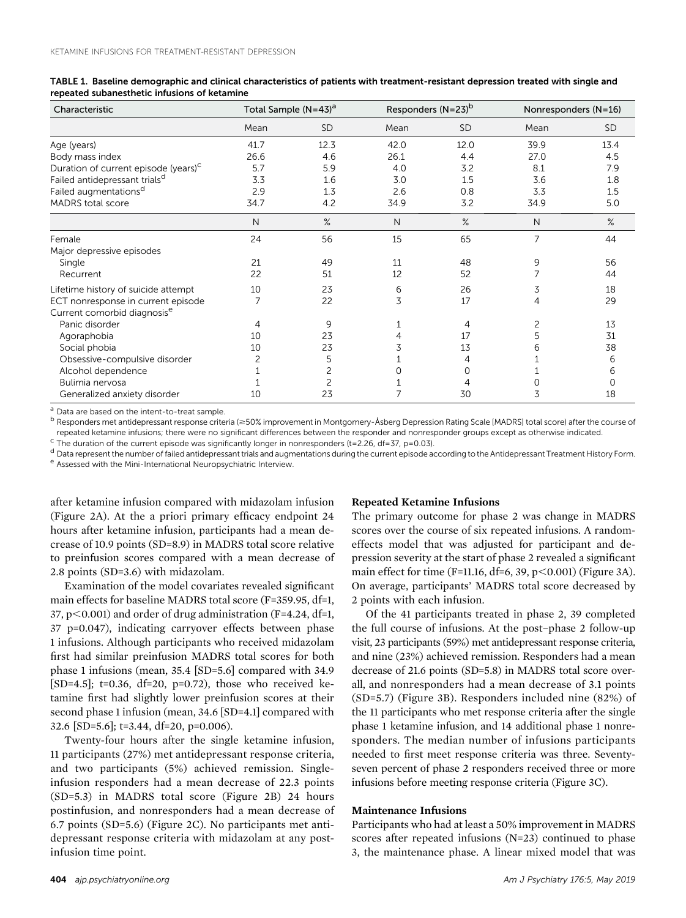**TABLE 1. Baseline demographic and clinical characteristics of patients with treatment-resistant depression treated with single and repeated subanesthetic infusions of ketamine**

| Characteristic | Total Sample (N=43)[a] | | Responders (N=23)[b] | | Nonresponders (N=16) | |
|---|---|---|---|---|---|---|
| | Mean | SD | Mean | SD | Mean | SD |
| Age (years) | 41.7 | 12.3 | 42.0 | 12.0 | 39.9 | 13.4 |
| Body mass index | 26.6 | 4.6 | 26.1 | 4.4 | 27.0 | 4.5 |
| Duration of current episode (years)[c] | 5.7 | 5.9 | 4.0 | 3.2 | 8.1 | 7.9 |
| Failed antidepressant trials[d] | 3.3 | 1.6 | 3.0 | 1.5 | 3.6 | 1.8 |
| Failed augmentations[d] | 2.9 | 1.3 | 2.6 | 0.8 | 3.3 | 1.5 |
| MADRS total score | 34.7 | 4.2 | 34.9 | 3.2 | 34.9 | 5.0 |
| | N | % | N | % | N | % |
| Female | 24 | 56 | 15 | 65 | 7 | 44 |
| Major depressive episodes | | | | | | |
| Single | 21 | 49 | 11 | 48 | 9 | 56 |
| Recurrent | 22 | 51 | 12 | 52 | 7 | 44 |
| Lifetime history of suicide attempt | 10 | 23 | 6 | 26 | 3 | 18 |
| ECT nonresponse in current episode | 7 | 22 | 3 | 17 | 4 | 29 |
| Current comorbid diagnosis[e] | | | | | | |
| Panic disorder | 4 | 9 | 1 | 4 | 2 | 13 |
| Agoraphobia | 10 | 23 | 4 | 17 | 5 | 31 |
| Social phobia | 10 | 23 | 3 | 13 | 6 | 38 |
| Obsessive-compulsive disorder | 2 | 5 | 1 | 4 | 1 | 6 |
| Alcohol dependence | 1 | 2 | 0 | 0 | 1 | 6 |
| Bulimia nervosa | 1 | 2 | 1 | 4 | 0 | 0 |
| Generalized anxiety disorder | 10 | 23 | 7 | 30 | 3 | 18 |

[a] Data are based on the intent-to-treat sample.
[b] Responders met antidepressant response criteria (≥50% improvement in Montgomery-Åsberg Depression Rating Scale [MADRS] total score) after the course of repeated ketamine infusions; there were no significant differences between the responder and nonresponder groups except as otherwise indicated.
[c] The duration of the current episode was significantly longer in nonresponders (t=2.26, df=37, p=0.03).
[d] Data represent the number of failed antidepressant trials and augmentations during the current episode according to the Antidepressant Treatment History Form.
[e] Assessed with the Mini-International Neuropsychiatric Interview.

after ketamine infusion compared with midazolam infusion (Figure 2A). At the a priori primary efficacy endpoint 24 hours after ketamine infusion, participants had a mean decrease of 10.9 points (SD=8.9) in MADRS total score relative to preinfusion scores compared with a mean decrease of 2.8 points (SD=3.6) with midazolam.

Examination of the model covariates revealed significant main effects for baseline MADRS total score (F=359.95, df=1, 37, $p<0.001$) and order of drug administration (F=4.24, df=1, 37 p=0.047), indicating carryover effects between phase 1 infusions. Although participants who received midazolam first had similar preinfusion MADRS total scores for both phase 1 infusions (mean, 35.4 [SD=5.6] compared with 34.9 [SD=4.5]; t=0.36, df=20, p=0.72), those who received ketamine first had slightly lower preinfusion scores at their second phase 1 infusion (mean, 34.6 [SD=4.1] compared with 32.6 [SD=5.6]; t=3.44, df=20, p=0.006).

Twenty-four hours after the single ketamine infusion, 11 participants (27%) met antidepressant response criteria, and two participants (5%) achieved remission. Single-infusion responders had a mean decrease of 22.3 points (SD=5.3) in MADRS total score (Figure 2B) 24 hours postinfusion, and nonresponders had a mean decrease of 6.7 points (SD=5.6) (Figure 2C). No participants met antidepressant response criteria with midazolam at any post-infusion time point.

### Repeated Ketamine Infusions

The primary outcome for phase 2 was change in MADRS scores over the course of six repeated infusions. A random-effects model that was adjusted for participant and depression severity at the start of phase 2 revealed a significant main effect for time (F=11.16, df=6, 39, $p<0.001$) (Figure 3A). On average, participants' MADRS total score decreased by 2 points with each infusion.

Of the 41 participants treated in phase 2, 39 completed the full course of infusions. At the post–phase 2 follow-up visit, 23 participants (59%) met antidepressant response criteria, and nine (23%) achieved remission. Responders had a mean decrease of 21.6 points (SD=5.8) in MADRS total score overall, and nonresponders had a mean decrease of 3.1 points (SD=5.7) (Figure 3B). Responders included nine (82%) of the 11 participants who met response criteria after the single phase 1 ketamine infusion, and 14 additional phase 1 nonresponders. The median number of infusions participants needed to first meet response criteria was three. Seventy-seven percent of phase 2 responders received three or more infusions before meeting response criteria (Figure 3C).

### Maintenance Infusions

Participants who had at least a 50% improvement in MADRS scores after repeated infusions (N=23) continued to phase 3, the maintenance phase. A linear mixed model that was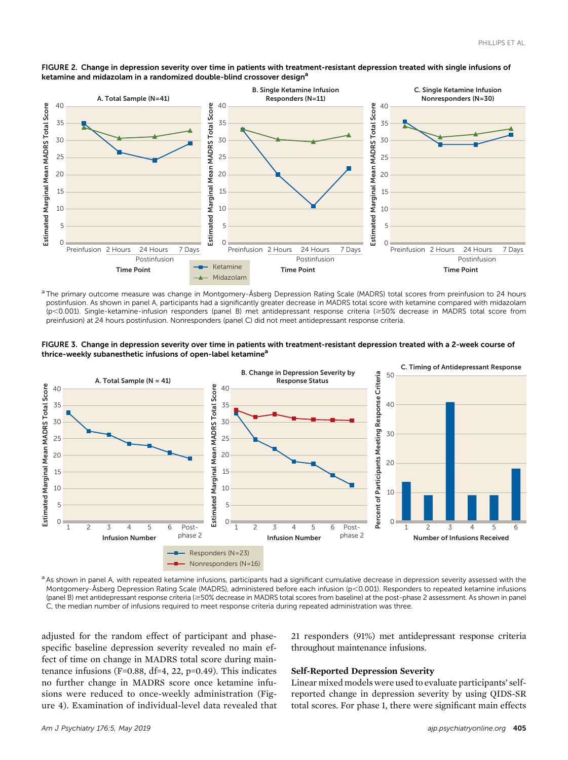**FIGURE 2. Change in depression severity over time in patients with treatment-resistant depression treated with single infusions of ketamine and midazolam in a randomized double-blind crossover design**[a]

[a] The primary outcome measure was change in Montgomery-Åsberg Depression Rating Scale (MADRS) total scores from preinfusion to 24 hours postinfusion. As shown in panel A, participants had a significantly greater decrease in MADRS total score with ketamine compared with midazolam (p<0.001). Single-ketamine-infusion responders (panel B) met antidepressant response criteria (≥50% decrease in MADRS total score from preinfusion) at 24 hours postinfusion. Nonresponders (panel C) did not meet antidepressant response criteria.

**FIGURE 3. Change in depression severity over time in patients with treatment-resistant depression treated with a 2-week course of thrice-weekly subanesthetic infusions of open-label ketamine**[a]

[a] As shown in panel A, with repeated ketamine infusions, participants had a significant cumulative decrease in depression severity assessed with the Montgomery-Åsberg Depression Rating Scale (MADRS), administered before each infusion (p<0.001). Responders to repeated ketamine infusions (panel B) met antidepressant response criteria (≥50% decrease in MADRS total scores from baseline) at the post-phase 2 assessment. As shown in panel C, the median number of infusions required to meet response criteria during repeated administration was three.

adjusted for the random effect of participant and phase-specific baseline depression severity revealed no main effect of time on change in MADRS total score during maintenance infusions ($F=0.88$, $df=4, 22$, $p=0.49$). This indicates no further change in MADRS score once ketamine infusions were reduced to once-weekly administration (Figure 4). Examination of individual-level data revealed that 21 responders (91%) met antidepressant response criteria throughout maintenance infusions.

### Self-Reported Depression Severity

Linear mixed models were used to evaluate participants' self-reported change in depression severity by using QIDS-SR total scores. For phase 1, there were significant main effects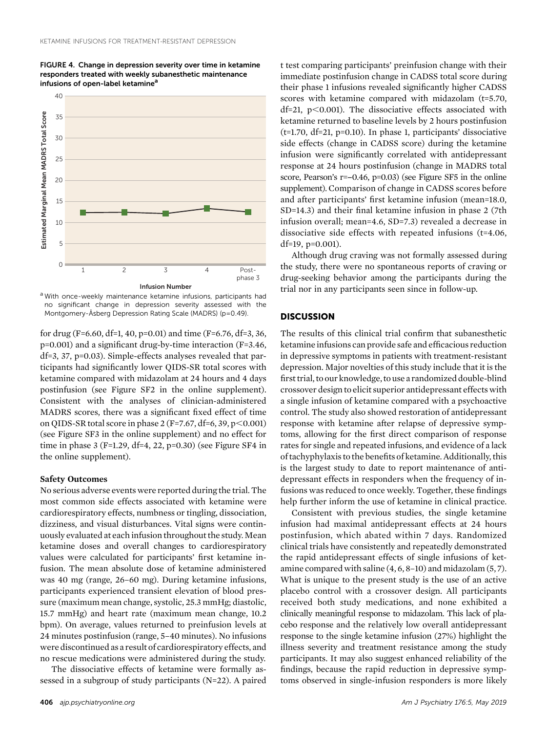FIGURE 4. Change in depression severity over time in ketamine responders treated with weekly subanesthetic maintenance infusions of open-label ketamine[a]

[a] With once-weekly maintenance ketamine infusions, participants had no significant change in depression severity assessed with the Montgomery-Åsberg Depression Rating Scale (MADRS) (p=0.49).

for drug (F=6.60, df=1, 40, p=0.01) and time (F=6.76, df=3, 36, p=0.001) and a significant drug-by-time interaction (F=3.46, df=3, 37, p=0.03). Simple-effects analyses revealed that participants had significantly lower QIDS-SR total scores with ketamine compared with midazolam at 24 hours and 4 days postinfusion (see Figure SF2 in the online supplement). Consistent with the analyses of clinician-administered MADRS scores, there was a significant fixed effect of time on QIDS-SR total score in phase 2 (F=7.67, df=6, 39, $p<0.001$) (see Figure SF3 in the online supplement) and no effect for time in phase 3 (F=1.29, df=4, 22, p=0.30) (see Figure SF4 in the online supplement).

### Safety Outcomes

No serious adverse events were reported during the trial. The most common side effects associated with ketamine were cardiorespiratory effects, numbness or tingling, dissociation, dizziness, and visual disturbances. Vital signs were continuously evaluated at each infusion throughout the study. Mean ketamine doses and overall changes to cardiorespiratory values were calculated for participants' first ketamine infusion. The mean absolute dose of ketamine administered was 40 mg (range, 26–60 mg). During ketamine infusions, participants experienced transient elevation of blood pressure (maximum mean change, systolic, 25.3 mmHg; diastolic, 15.7 mmHg) and heart rate (maximum mean change, 10.2 bpm). On average, values returned to preinfusion levels at 24 minutes postinfusion (range, 5–40 minutes). No infusions were discontinued as a result of cardiorespiratory effects, and no rescue medications were administered during the study.

The dissociative effects of ketamine were formally assessed in a subgroup of study participants (N=22). A paired t test comparing participants' preinfusion change with their immediate postinfusion change in CADSS total score during their phase 1 infusions revealed significantly higher CADSS scores with ketamine compared with midazolam (t=5.70, df=21, $p<0.001$). The dissociative effects associated with ketamine returned to baseline levels by 2 hours postinfusion (t=1.70, df=21, p=0.10). In phase 1, participants' dissociative side effects (change in CADSS score) during the ketamine infusion were significantly correlated with antidepressant response at 24 hours postinfusion (change in MADRS total score, Pearson's r=−0.46, p=0.03) (see Figure SF5 in the online supplement). Comparison of change in CADSS scores before and after participants' first ketamine infusion (mean=18.0, SD=14.3) and their final ketamine infusion in phase 2 (7th infusion overall; mean=4.6, SD=7.3) revealed a decrease in dissociative side effects with repeated infusions (t=4.06, df=19, p=0.001).

Although drug craving was not formally assessed during the study, there were no spontaneous reports of craving or drug-seeking behavior among the participants during the trial nor in any participants seen since in follow-up.

## DISCUSSION

The results of this clinical trial confirm that subanesthetic ketamine infusions can provide safe and efficacious reduction in depressive symptoms in patients with treatment-resistant depression. Major novelties of this study include that it is the first trial, to our knowledge, to use a randomized double-blind crossover design to elicit superior antidepressant effects with a single infusion of ketamine compared with a psychoactive control. The study also showed restoration of antidepressant response with ketamine after relapse of depressive symptoms, allowing for the first direct comparison of response rates for single and repeated infusions, and evidence of a lack of tachyphylaxis to the benefits of ketamine. Additionally, this is the largest study to date to report maintenance of antidepressant effects in responders when the frequency of infusions was reduced to once weekly. Together, these findings help further inform the use of ketamine in clinical practice.

Consistent with previous studies, the single ketamine infusion had maximal antidepressant effects at 24 hours postinfusion, which abated within 7 days. Randomized clinical trials have consistently and repeatedly demonstrated the rapid antidepressant effects of single infusions of ketamine compared with saline (4, 6, 8–10) and midazolam (5, 7). What is unique to the present study is the use of an active placebo control with a crossover design. All participants received both study medications, and none exhibited a clinically meaningful response to midazolam. This lack of placebo response and the relatively low overall antidepressant response to the single ketamine infusion (27%) highlight the illness severity and treatment resistance among the study participants. It may also suggest enhanced reliability of the findings, because the rapid reduction in depressive symptoms observed in single-infusion responders is more likely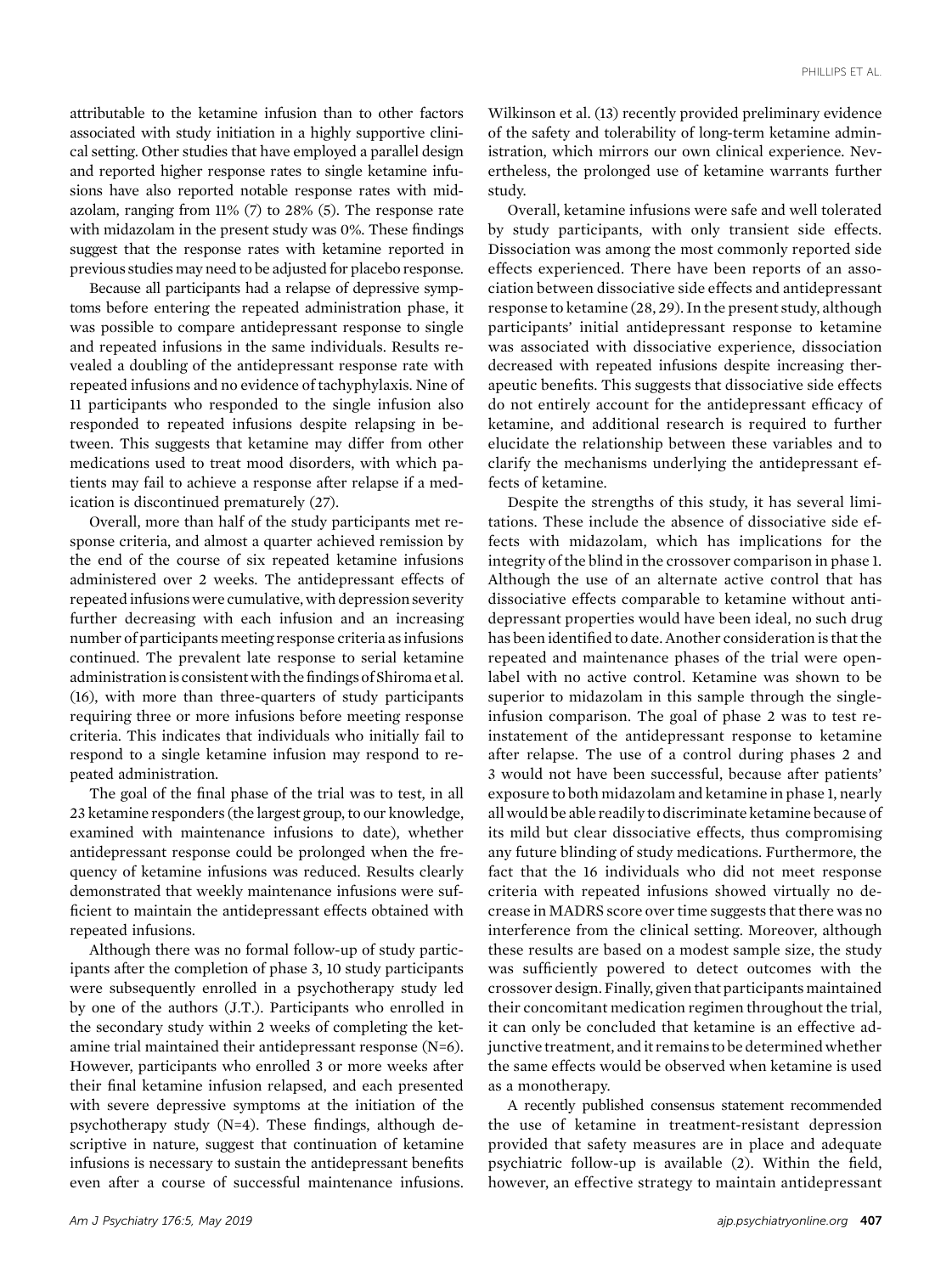attributable to the ketamine infusion than to other factors associated with study initiation in a highly supportive clinical setting. Other studies that have employed a parallel design and reported higher response rates to single ketamine infusions have also reported notable response rates with midazolam, ranging from 11% (7) to 28% (5). The response rate with midazolam in the present study was 0%. These findings suggest that the response rates with ketamine reported in previous studies may need to be adjusted for placebo response.

Because all participants had a relapse of depressive symptoms before entering the repeated administration phase, it was possible to compare antidepressant response to single and repeated infusions in the same individuals. Results revealed a doubling of the antidepressant response rate with repeated infusions and no evidence of tachyphylaxis. Nine of 11 participants who responded to the single infusion also responded to repeated infusions despite relapsing in between. This suggests that ketamine may differ from other medications used to treat mood disorders, with which patients may fail to achieve a response after relapse if a medication is discontinued prematurely (27).

Overall, more than half of the study participants met response criteria, and almost a quarter achieved remission by the end of the course of six repeated ketamine infusions administered over 2 weeks. The antidepressant effects of repeated infusions were cumulative, with depression severity further decreasing with each infusion and an increasing number of participants meeting response criteria as infusions continued. The prevalent late response to serial ketamine administration is consistent with the findings of Shiroma et al. (16), with more than three-quarters of study participants requiring three or more infusions before meeting response criteria. This indicates that individuals who initially fail to respond to a single ketamine infusion may respond to repeated administration.

The goal of the final phase of the trial was to test, in all 23 ketamine responders (the largest group, to our knowledge, examined with maintenance infusions to date), whether antidepressant response could be prolonged when the frequency of ketamine infusions was reduced. Results clearly demonstrated that weekly maintenance infusions were sufficient to maintain the antidepressant effects obtained with repeated infusions.

Although there was no formal follow-up of study participants after the completion of phase 3, 10 study participants were subsequently enrolled in a psychotherapy study led by one of the authors (J.T.). Participants who enrolled in the secondary study within 2 weeks of completing the ketamine trial maintained their antidepressant response (N=6). However, participants who enrolled 3 or more weeks after their final ketamine infusion relapsed, and each presented with severe depressive symptoms at the initiation of the psychotherapy study (N=4). These findings, although descriptive in nature, suggest that continuation of ketamine infusions is necessary to sustain the antidepressant benefits even after a course of successful maintenance infusions. Wilkinson et al. (13) recently provided preliminary evidence of the safety and tolerability of long-term ketamine administration, which mirrors our own clinical experience. Nevertheless, the prolonged use of ketamine warrants further study.

Overall, ketamine infusions were safe and well tolerated by study participants, with only transient side effects. Dissociation was among the most commonly reported side effects experienced. There have been reports of an association between dissociative side effects and antidepressant response to ketamine (28, 29). In the present study, although participants' initial antidepressant response to ketamine was associated with dissociative experience, dissociation decreased with repeated infusions despite increasing therapeutic benefits. This suggests that dissociative side effects do not entirely account for the antidepressant efficacy of ketamine, and additional research is required to further elucidate the relationship between these variables and to clarify the mechanisms underlying the antidepressant effects of ketamine.

Despite the strengths of this study, it has several limitations. These include the absence of dissociative side effects with midazolam, which has implications for the integrity of the blind in the crossover comparison in phase 1. Although the use of an alternate active control that has dissociative effects comparable to ketamine without antidepressant properties would have been ideal, no such drug has been identified to date. Another consideration is that the repeated and maintenance phases of the trial were open-label with no active control. Ketamine was shown to be superior to midazolam in this sample through the single-infusion comparison. The goal of phase 2 was to test reinstatement of the antidepressant response to ketamine after relapse. The use of a control during phases 2 and 3 would not have been successful, because after patients' exposure to both midazolam and ketamine in phase 1, nearly all would be able readily to discriminate ketamine because of its mild but clear dissociative effects, thus compromising any future blinding of study medications. Furthermore, the fact that the 16 individuals who did not meet response criteria with repeated infusions showed virtually no decrease in MADRS score over time suggests that there was no interference from the clinical setting. Moreover, although these results are based on a modest sample size, the study was sufficiently powered to detect outcomes with the crossover design. Finally, given that participants maintained their concomitant medication regimen throughout the trial, it can only be concluded that ketamine is an effective adjunctive treatment, and it remains to be determined whether the same effects would be observed when ketamine is used as a monotherapy.

A recently published consensus statement recommended the use of ketamine in treatment-resistant depression provided that safety measures are in place and adequate psychiatric follow-up is available (2). Within the field, however, an effective strategy to maintain antidepressant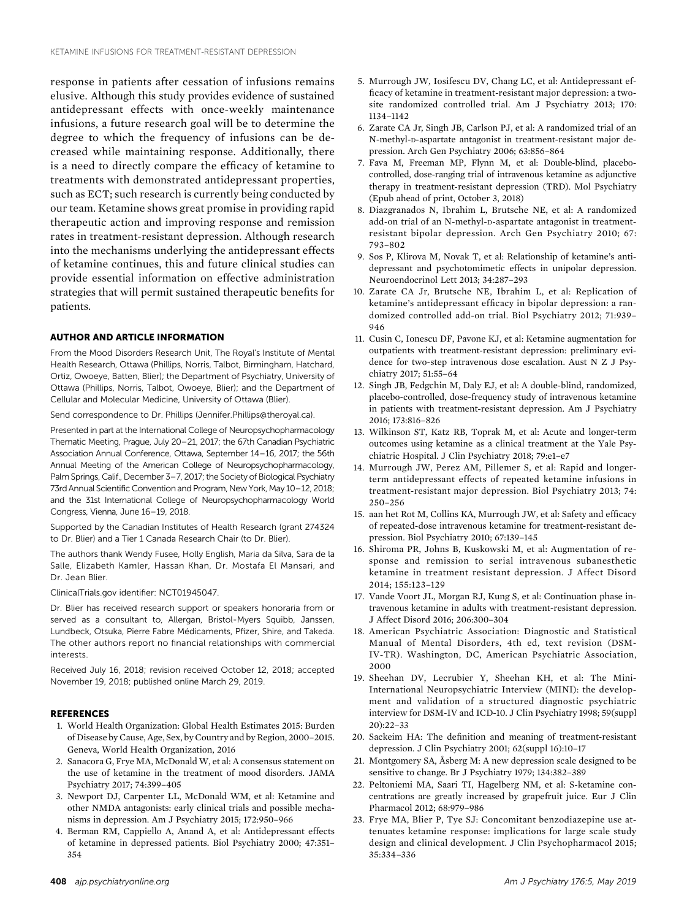response in patients after cessation of infusions remains elusive. Although this study provides evidence of sustained antidepressant effects with once-weekly maintenance infusions, a future research goal will be to determine the degree to which the frequency of infusions can be decreased while maintaining response. Additionally, there is a need to directly compare the efficacy of ketamine to treatments with demonstrated antidepressant properties, such as ECT; such research is currently being conducted by our team. Ketamine shows great promise in providing rapid therapeutic action and improving response and remission rates in treatment-resistant depression. Although research into the mechanisms underlying the antidepressant effects of ketamine continues, this and future clinical studies can provide essential information on effective administration strategies that will permit sustained therapeutic benefits for patients.

## AUTHOR AND ARTICLE INFORMATION

From the Mood Disorders Research Unit, The Royal's Institute of Mental Health Research, Ottawa (Phillips, Norris, Talbot, Birmingham, Hatchard, Ortiz, Owoeye, Batten, Blier); the Department of Psychiatry, University of Ottawa (Phillips, Norris, Talbot, Owoeye, Blier); and the Department of Cellular and Molecular Medicine, University of Ottawa (Blier).

Send correspondence to Dr. Phillips (Jennifer.Phillips@theroyal.ca).

Presented in part at the International College of Neuropsychopharmacology Thematic Meeting, Prague, July 20–21, 2017; the 67th Canadian Psychiatric Association Annual Conference, Ottawa, September 14–16, 2017; the 56th Annual Meeting of the American College of Neuropsychopharmacology, Palm Springs, Calif., December 3–7, 2017; the Society of Biological Psychiatry 73rd Annual Scientific Convention and Program, New York, May 10–12, 2018; and the 31st International College of Neuropsychopharmacology World Congress, Vienna, June 16–19, 2018.

Supported by the Canadian Institutes of Health Research (grant 274324 to Dr. Blier) and a Tier 1 Canada Research Chair (to Dr. Blier).

The authors thank Wendy Fusee, Holly English, Maria da Silva, Sara de la Salle, Elizabeth Kamler, Hassan Khan, Dr. Mostafa El Mansari, and Dr. Jean Blier.

ClinicalTrials.gov identifier: NCT01945047.

Dr. Blier has received research support or speakers honoraria from or served as a consultant to, Allergan, Bristol-Myers Squibb, Janssen, Lundbeck, Otsuka, Pierre Fabre Médicaments, Pfizer, Shire, and Takeda. The other authors report no financial relationships with commercial interests.

Received July 16, 2018; revision received October 12, 2018; accepted November 19, 2018; published online March 29, 2019.

## REFERENCES

1. World Health Organization: Global Health Estimates 2015: Burden of Disease by Cause, Age, Sex, by Country and by Region, 2000–2015. Geneva, World Health Organization, 2016
2. Sanacora G, Frye MA, McDonald W, et al: A consensus statement on the use of ketamine in the treatment of mood disorders. JAMA Psychiatry 2017; 74:399–405
3. Newport DJ, Carpenter LL, McDonald WM, et al: Ketamine and other NMDA antagonists: early clinical trials and possible mechanisms in depression. Am J Psychiatry 2015; 172:950–966
4. Berman RM, Cappiello A, Anand A, et al: Antidepressant effects of ketamine in depressed patients. Biol Psychiatry 2000; 47:351–354
5. Murrough JW, Iosifescu DV, Chang LC, et al: Antidepressant efficacy of ketamine in treatment-resistant major depression: a two-site randomized controlled trial. Am J Psychiatry 2013; 170:1134–1142
6. Zarate CA Jr, Singh JB, Carlson PJ, et al: A randomized trial of an N-methyl-D-aspartate antagonist in treatment-resistant major depression. Arch Gen Psychiatry 2006; 63:856–864
7. Fava M, Freeman MP, Flynn M, et al: Double-blind, placebo-controlled, dose-ranging trial of intravenous ketamine as adjunctive therapy in treatment-resistant depression (TRD). Mol Psychiatry (Epub ahead of print, October 3, 2018)
8. Diazgranados N, Ibrahim L, Brutsche NE, et al: A randomized add-on trial of an N-methyl-D-aspartate antagonist in treatment-resistant bipolar depression. Arch Gen Psychiatry 2010; 67:793–802
9. Sos P, Klirova M, Novak T, et al: Relationship of ketamine's antidepressant and psychotomimetic effects in unipolar depression. Neuroendocrinol Lett 2013; 34:287–293
10. Zarate CA Jr, Brutsche NE, Ibrahim L, et al: Replication of ketamine's antidepressant efficacy in bipolar depression: a randomized controlled add-on trial. Biol Psychiatry 2012; 71:939–946
11. Cusin C, Ionescu DF, Pavone KJ, et al: Ketamine augmentation for outpatients with treatment-resistant depression: preliminary evidence for two-step intravenous dose escalation. Aust N Z J Psychiatry 2017; 51:55–64
12. Singh JB, Fedgchin M, Daly EJ, et al: A double-blind, randomized, placebo-controlled, dose-frequency study of intravenous ketamine in patients with treatment-resistant depression. Am J Psychiatry 2016; 173:816–826
13. Wilkinson ST, Katz RB, Toprak M, et al: Acute and longer-term outcomes using ketamine as a clinical treatment at the Yale Psychiatric Hospital. J Clin Psychiatry 2018; 79:e1–e7
14. Murrough JW, Perez AM, Pillemer S, et al: Rapid and longer-term antidepressant effects of repeated ketamine infusions in treatment-resistant major depression. Biol Psychiatry 2013; 74:250–256
15. aan het Rot M, Collins KA, Murrough JW, et al: Safety and efficacy of repeated-dose intravenous ketamine for treatment-resistant depression. Biol Psychiatry 2010; 67:139–145
16. Shiroma PR, Johns B, Kuskowski M, et al: Augmentation of response and remission to serial intravenous subanesthetic ketamine in treatment resistant depression. J Affect Disord 2014; 155:123–129
17. Vande Voort JL, Morgan RJ, Kung S, et al: Continuation phase intravenous ketamine in adults with treatment-resistant depression. J Affect Disord 2016; 206:300–304
18. American Psychiatric Association: Diagnostic and Statistical Manual of Mental Disorders, 4th ed, text revision (DSM-IV-TR). Washington, DC, American Psychiatric Association, 2000
19. Sheehan DV, Lecrubier Y, Sheehan KH, et al: The Mini-International Neuropsychiatric Interview (MINI): the development and validation of a structured diagnostic psychiatric interview for DSM-IV and ICD-10. J Clin Psychiatry 1998; 59(suppl 20):22–33
20. Sackeim HA: The definition and meaning of treatment-resistant depression. J Clin Psychiatry 2001; 62(suppl 16):10–17
21. Montgomery SA, Åsberg M: A new depression scale designed to be sensitive to change. Br J Psychiatry 1979; 134:382–389
22. Peltoniemi MA, Saari TI, Hagelberg NM, et al: S-ketamine concentrations are greatly increased by grapefruit juice. Eur J Clin Pharmacol 2012; 68:979–986
23. Frye MA, Blier P, Tye SJ: Concomitant benzodiazepine use attenuates ketamine response: implications for large scale study design and clinical development. J Clin Psychopharmacol 2015; 35:334–336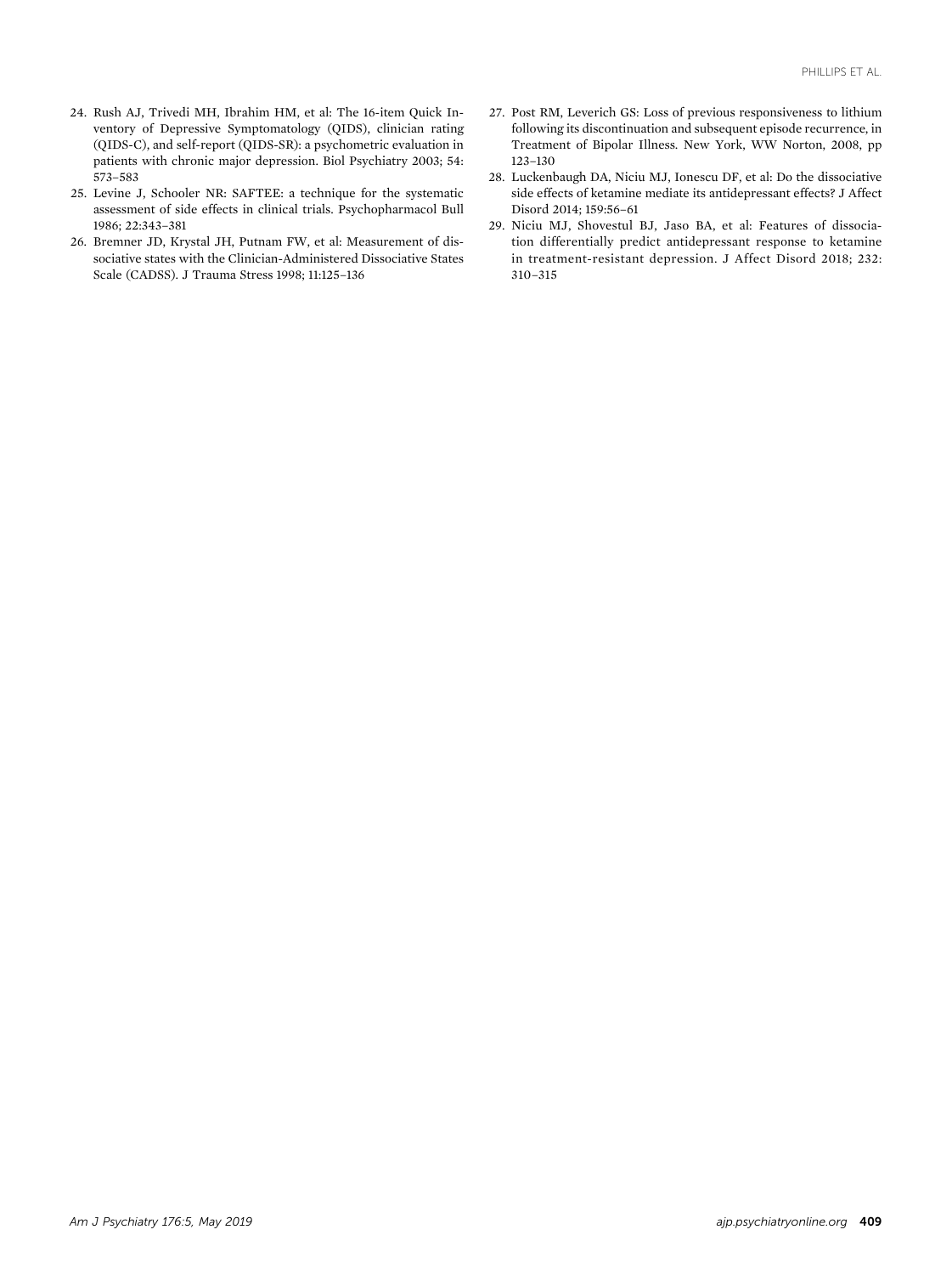24. Rush AJ, Trivedi MH, Ibrahim HM, et al: The 16-item Quick Inventory of Depressive Symptomatology (QIDS), clinician rating (QIDS-C), and self-report (QIDS-SR): a psychometric evaluation in patients with chronic major depression. Biol Psychiatry 2003; 54: 573–583
25. Levine J, Schooler NR: SAFTEE: a technique for the systematic assessment of side effects in clinical trials. Psychopharmacol Bull 1986; 22:343–381
26. Bremner JD, Krystal JH, Putnam FW, et al: Measurement of dissociative states with the Clinician-Administered Dissociative States Scale (CADSS). J Trauma Stress 1998; 11:125–136
27. Post RM, Leverich GS: Loss of previous responsiveness to lithium following its discontinuation and subsequent episode recurrence, in Treatment of Bipolar Illness. New York, WW Norton, 2008, pp 123–130
28. Luckenbaugh DA, Niciu MJ, Ionescu DF, et al: Do the dissociative side effects of ketamine mediate its antidepressant effects? J Affect Disord 2014; 159:56–61
29. Niciu MJ, Shovestul BJ, Jaso BA, et al: Features of dissociation differentially predict antidepressant response to ketamine in treatment-resistant depression. J Affect Disord 2018; 232: 310–315